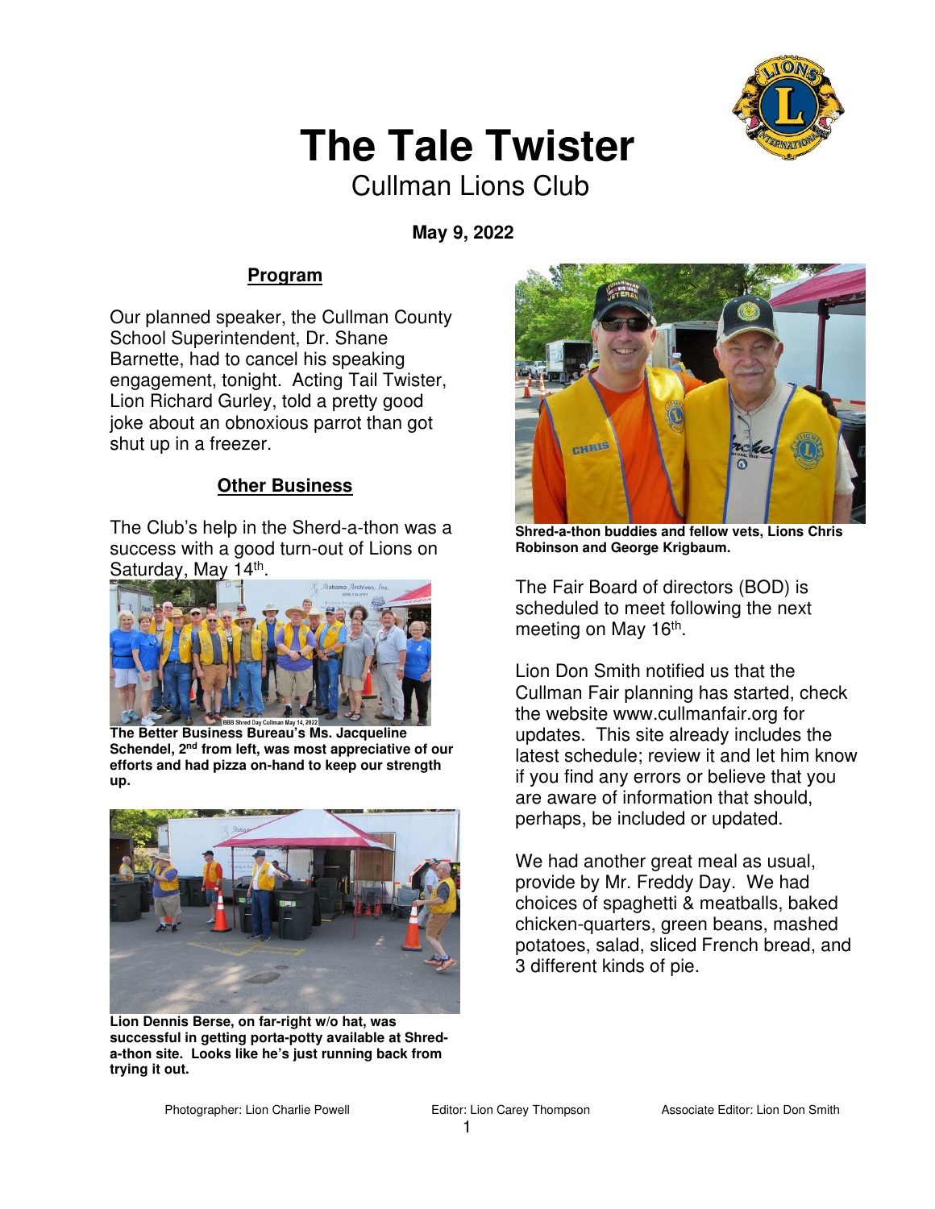# The Tale Twister

Cullman Lions Club

**May 9, 2022**

## Program

Our planned speaker, the Cullman County School Superintendent, Dr. Shane Barnette, had to cancel his speaking engagement, tonight. Acting Tail Twister, Lion Richard Gurley, told a pretty good joke about an obnoxious parrot than got shut up in a freezer.

## Other Business

The Club's help in the Sherd-a-thon was a success with a good turn-out of Lions on Saturday, May 14th.

**The Better Business Bureau's Ms. Jacqueline Schendel, 2nd from left, was most appreciative of our efforts and had pizza on-hand to keep our strength up.**

**Lion Dennis Berse, on far-right w/o hat, was successful in getting porta-potty available at Shred-a-thon site. Looks like he's just running back from trying it out.**

**Shred-a-thon buddies and fellow vets, Lions Chris Robinson and George Krigbaum.**

The Fair Board of directors (BOD) is scheduled to meet following the next meeting on May 16th.

Lion Don Smith notified us that the Cullman Fair planning has started, check the website www.cullmanfair.org for updates. This site already includes the latest schedule; review it and let him know if you find any errors or believe that you are aware of information that should, perhaps, be included or updated.

We had another great meal as usual, provide by Mr. Freddy Day. We had choices of spaghetti & meatballs, baked chicken-quarters, green beans, mashed potatoes, salad, sliced French bread, and 3 different kinds of pie.

Photographer: Lion Charlie Powell | Editor: Lion Carey Thompson | Associate Editor: Lion Don Smith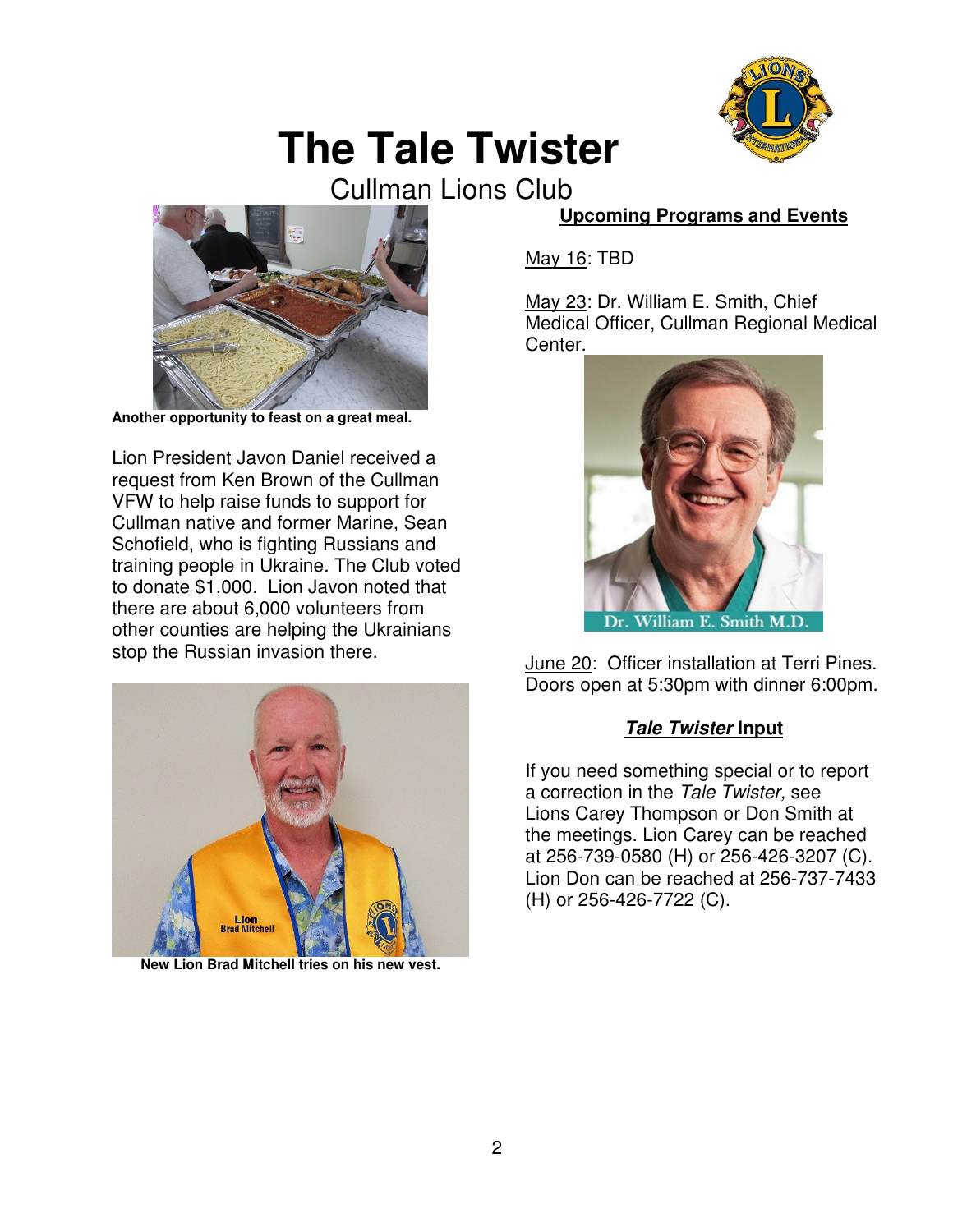# The Tale Twister

Cullman Lions Club

Another opportunity to feast on a great meal.

Lion President Javon Daniel received a request from Ken Brown of the Cullman VFW to help raise funds to support for Cullman native and former Marine, Sean Schofield, who is fighting Russians and training people in Ukraine. The Club voted to donate $1,000. Lion Javon noted that there are about 6,000 volunteers from other counties are helping the Ukrainians stop the Russian invasion there.

New Lion Brad Mitchell tries on his new vest.

## Upcoming Programs and Events

May 16: TBD

May 23: Dr. William E. Smith, Chief Medical Officer, Cullman Regional Medical Center.

Dr. William E. Smith M.D.

June 20: Officer installation at Terri Pines. Doors open at 5:30pm with dinner 6:00pm.

## *Tale Twister* Input

If you need something special or to report a correction in the *Tale Twister,* see Lions Carey Thompson or Don Smith at the meetings. Lion Carey can be reached at 256-739-0580 (H) or 256-426-3207 (C). Lion Don can be reached at 256-737-7433 (H) or 256-426-7722 (C).